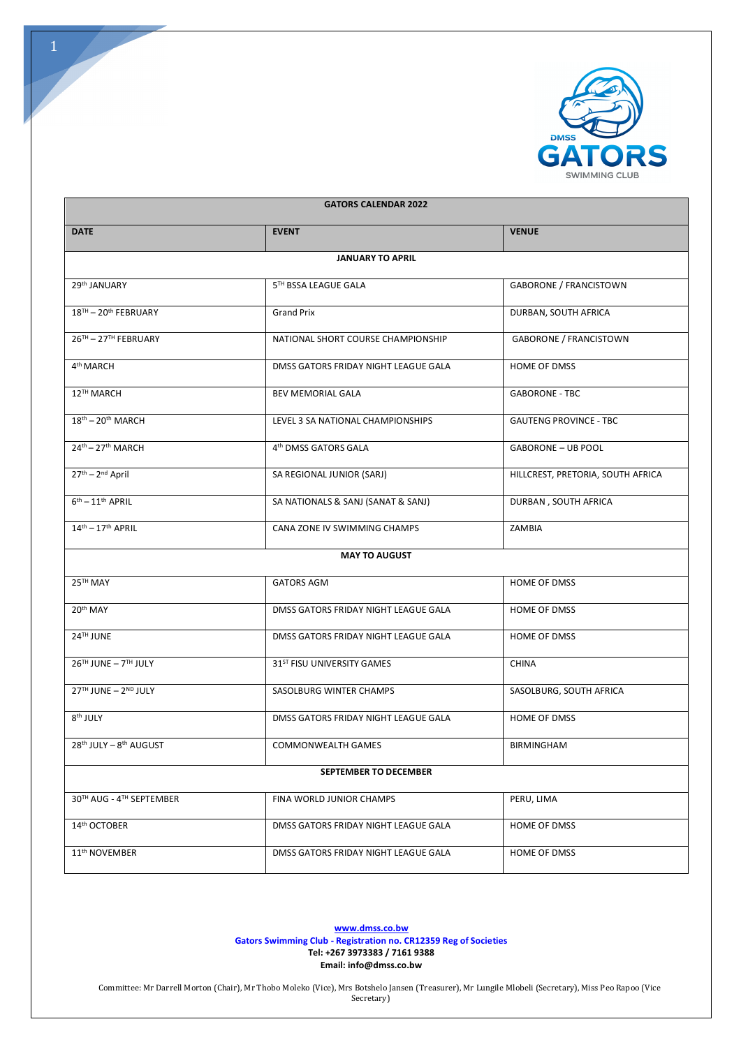| GATORS CALENDAR 2022 | | |
|---|---|---|
| **DATE** | **EVENT** | **VENUE** |
| **JANUARY TO APRIL** | | |
| 29th JANUARY | 5TH BSSA LEAGUE GALA | GABORONE / FRANCISTOWN |
| 18TH – 20th FEBRUARY | Grand Prix | DURBAN, SOUTH AFRICA |
| 26TH – 27TH FEBRUARY | NATIONAL SHORT COURSE CHAMPIONSHIP | GABORONE / FRANCISTOWN |
| 4th MARCH | DMSS GATORS FRIDAY NIGHT LEAGUE GALA | HOME OF DMSS |
| 12TH MARCH | BEV MEMORIAL GALA | GABORONE - TBC |
| 18th – 20th MARCH | LEVEL 3 SA NATIONAL CHAMPIONSHIPS | GAUTENG PROVINCE - TBC |
| 24th – 27th MARCH | 4th DMSS GATORS GALA | GABORONE – UB POOL |
| 27th – 2nd April | SA REGIONAL JUNIOR (SARJ) | HILLCREST, PRETORIA, SOUTH AFRICA |
| 6th – 11th APRIL | SA NATIONALS & SANJ (SANAT & SANJ) | DURBAN , SOUTH AFRICA |
| 14th – 17th APRIL | CANA ZONE IV SWIMMING CHAMPS | ZAMBIA |
| **MAY TO AUGUST** | | |
| 25TH MAY | GATORS AGM | HOME OF DMSS |
| 20th MAY | DMSS GATORS FRIDAY NIGHT LEAGUE GALA | HOME OF DMSS |
| 24TH JUNE | DMSS GATORS FRIDAY NIGHT LEAGUE GALA | HOME OF DMSS |
| 26TH JUNE – 7TH JULY | 31ST FISU UNIVERSITY GAMES | CHINA |
| 27TH JUNE – 2ND JULY | SASOLBURG WINTER CHAMPS | SASOLBURG, SOUTH AFRICA |
| 8th JULY | DMSS GATORS FRIDAY NIGHT LEAGUE GALA | HOME OF DMSS |
| 28th JULY – 8th AUGUST | COMMONWEALTH GAMES | BIRMINGHAM |
| **SEPTEMBER TO DECEMBER** | | |
| 30TH AUG - 4TH SEPTEMBER | FINA WORLD JUNIOR CHAMPS | PERU, LIMA |
| 14th OCTOBER | DMSS GATORS FRIDAY NIGHT LEAGUE GALA | HOME OF DMSS |
| 11th NOVEMBER | DMSS GATORS FRIDAY NIGHT LEAGUE GALA | HOME OF DMSS |

**www.dmss.co.bw**
**Gators Swimming Club - Registration no. CR12359 Reg of Societies**
**Tel: +267 3973383 / 7161 9388**
**Email: info@dmss.co.bw**

Committee: Mr Darrell Morton (Chair), Mr Thobo Moleko (Vice), Mrs Botshelo Jansen (Treasurer), Mr Lungile Mlobeli (Secretary), Miss Peo Rapoo (Vice Secretary)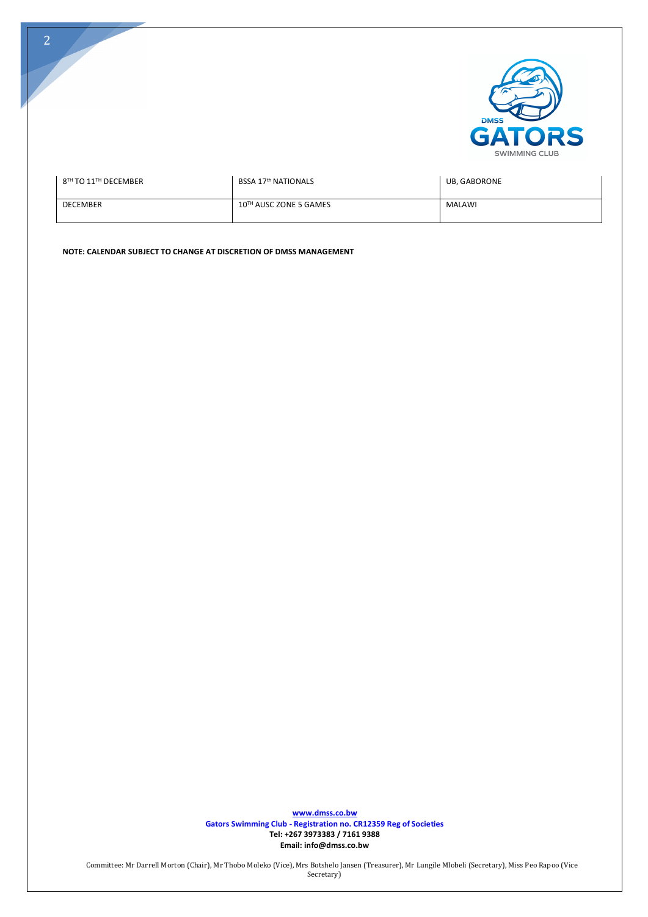| | | |
|---|---|---|
| 8TH TO 11TH DECEMBER | BSSA 17th NATIONALS | UB, GABORONE |
| DECEMBER | 10TH AUSC ZONE 5 GAMES | MALAWI |

**NOTE: CALENDAR SUBJECT TO CHANGE AT DISCRETION OF DMSS MANAGEMENT**

**www.dmss.co.bw**
**Gators Swimming Club - Registration no. CR12359 Reg of Societies**
**Tel: +267 3973383 / 7161 9388**
**Email: info@dmss.co.bw**

Committee: Mr Darrell Morton (Chair), Mr Thobo Moleko (Vice), Mrs Botshelo Jansen (Treasurer), Mr Lungile Mlobeli (Secretary), Miss Peo Rapoo (Vice Secretary)